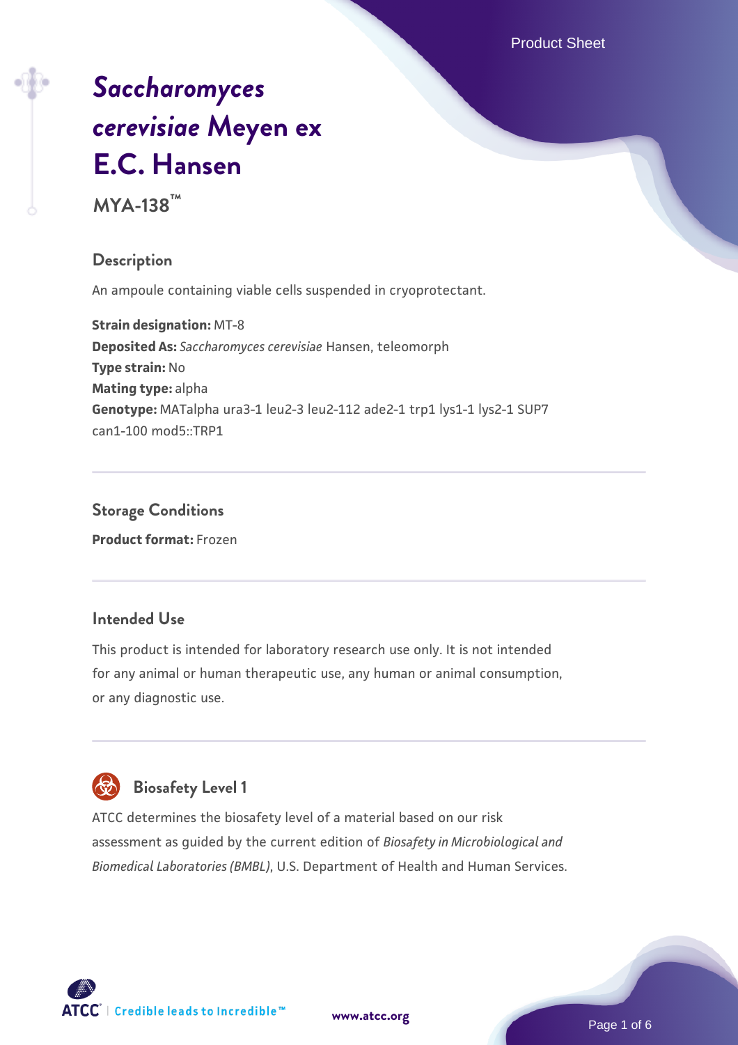# *Saccharomyces cerevisiae* Meyen ex E.C. Hansen

**MYA-138™**

## Description

An ampoule containing viable cells suspended in cryoprotectant.

**Strain designation:** MT-8
**Deposited As:** *Saccharomyces cerevisiae* Hansen, teleomorph
**Type strain:** No
**Mating type:** alpha
**Genotype:** MATalpha ura3-1 leu2-3 leu2-112 ade2-1 trp1 lys1-1 lys2-1 SUP7 can1-100 mod5::TRP1

## Storage Conditions

**Product format:** Frozen

## Intended Use

This product is intended for laboratory research use only. It is not intended for any animal or human therapeutic use, any human or animal consumption, or any diagnostic use.

## Biosafety Level 1

ATCC determines the biosafety level of a material based on our risk assessment as guided by the current edition of *Biosafety in Microbiological and Biomedical Laboratories (BMBL)*, U.S. Department of Health and Human Services.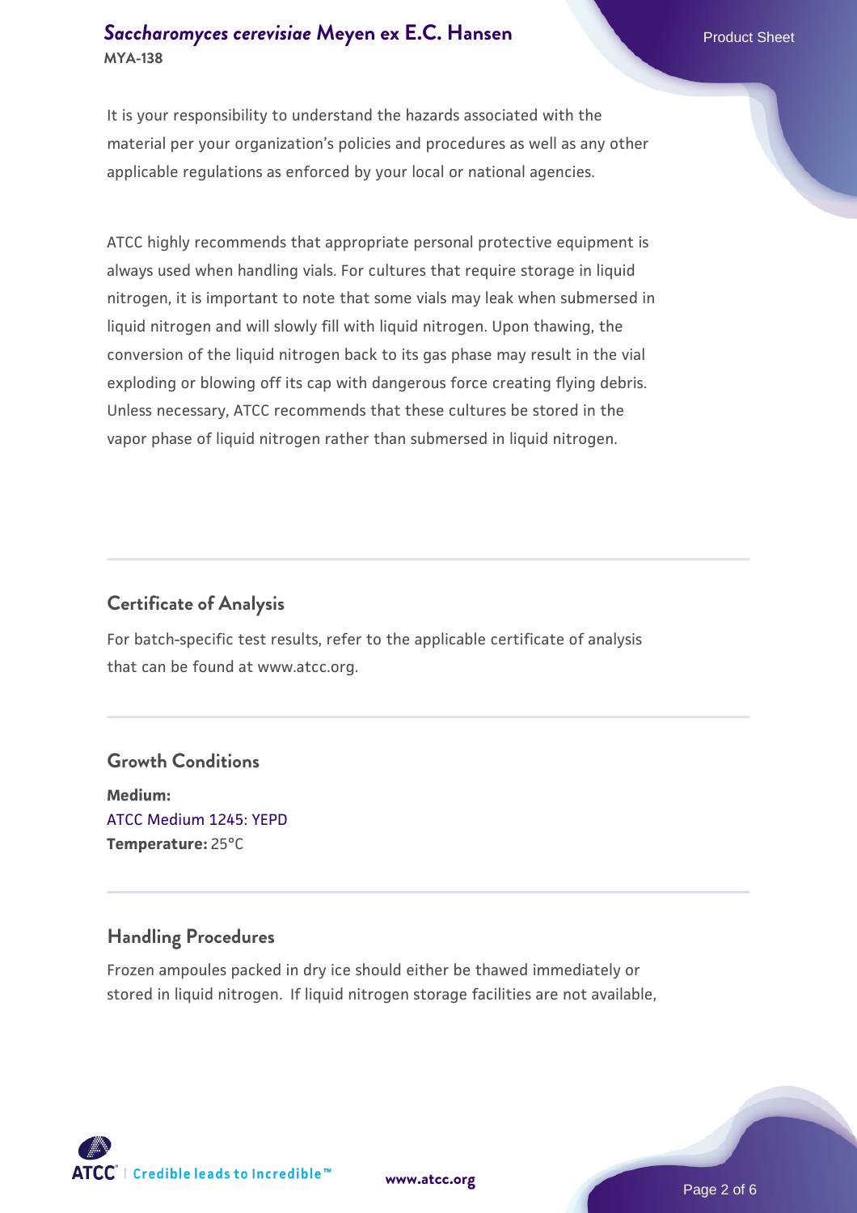It is your responsibility to understand the hazards associated with the material per your organization's policies and procedures as well as any other applicable regulations as enforced by your local or national agencies.

ATCC highly recommends that appropriate personal protective equipment is always used when handling vials. For cultures that require storage in liquid nitrogen, it is important to note that some vials may leak when submersed in liquid nitrogen and will slowly fill with liquid nitrogen. Upon thawing, the conversion of the liquid nitrogen back to its gas phase may result in the vial exploding or blowing off its cap with dangerous force creating flying debris. Unless necessary, ATCC recommends that these cultures be stored in the vapor phase of liquid nitrogen rather than submersed in liquid nitrogen.

## Certificate of Analysis

For batch-specific test results, refer to the applicable certificate of analysis that can be found at www.atcc.org.

## Growth Conditions

**Medium:**
ATCC Medium 1245: YEPD
**Temperature:** 25°C

## Handling Procedures

Frozen ampoules packed in dry ice should either be thawed immediately or stored in liquid nitrogen. If liquid nitrogen storage facilities are not available,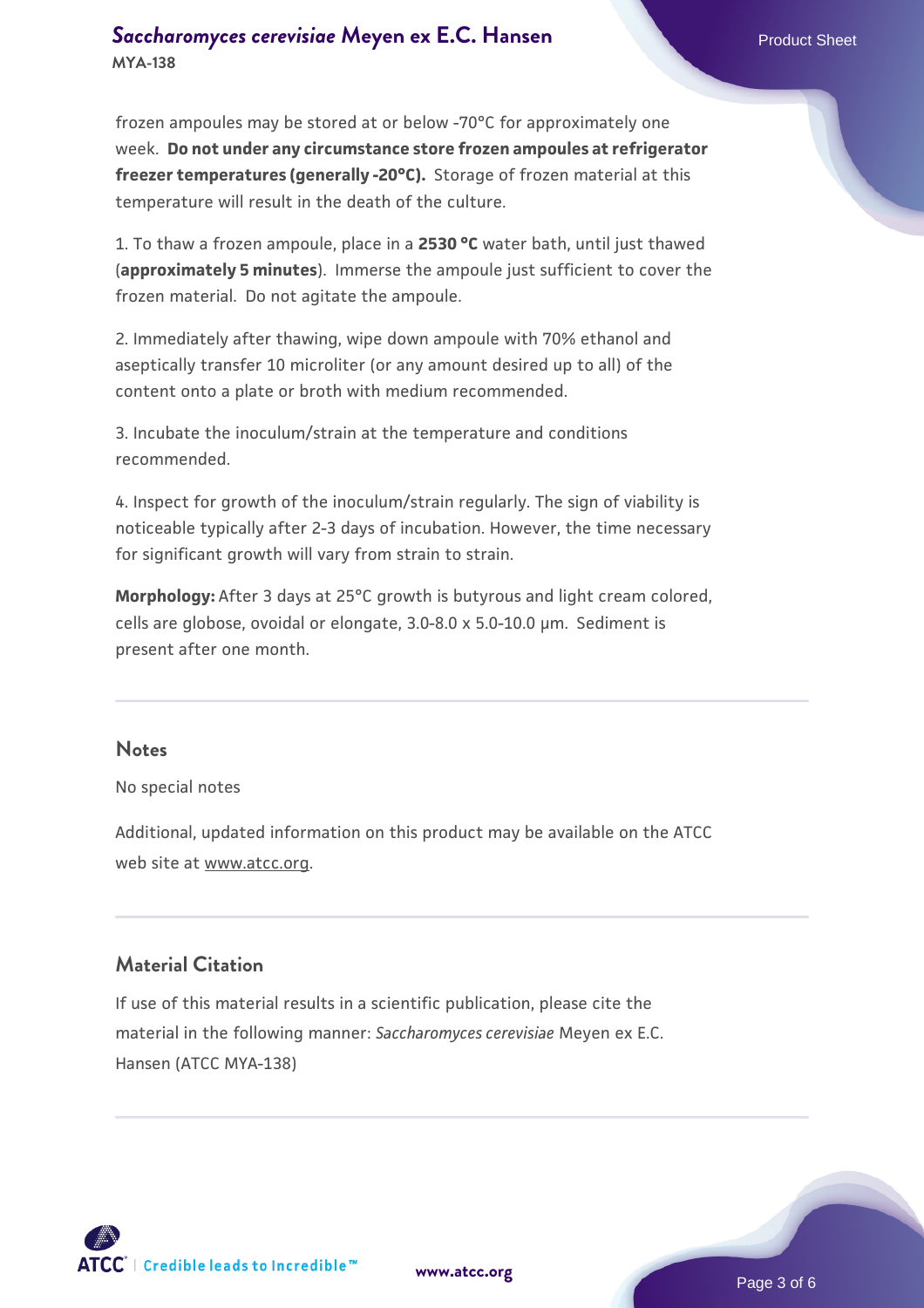frozen ampoules may be stored at or below -70°C for approximately one week. **Do not under any circumstance store frozen ampoules at refrigerator freezer temperatures (generally -20°C).** Storage of frozen material at this temperature will result in the death of the culture.

1. To thaw a frozen ampoule, place in a **2530 °C** water bath, until just thawed (**approximately 5 minutes**). Immerse the ampoule just sufficient to cover the frozen material. Do not agitate the ampoule.

2. Immediately after thawing, wipe down ampoule with 70% ethanol and aseptically transfer 10 microliter (or any amount desired up to all) of the content onto a plate or broth with medium recommended.

3. Incubate the inoculum/strain at the temperature and conditions recommended.

4. Inspect for growth of the inoculum/strain regularly. The sign of viability is noticeable typically after 2-3 days of incubation. However, the time necessary for significant growth will vary from strain to strain.

**Morphology:** After 3 days at 25°C growth is butyrous and light cream colored, cells are globose, ovoidal or elongate, 3.0-8.0 x 5.0-10.0 µm. Sediment is present after one month.

## Notes

No special notes

Additional, updated information on this product may be available on the ATCC web site at www.atcc.org.

## Material Citation

If use of this material results in a scientific publication, please cite the material in the following manner: *Saccharomyces cerevisiae* Meyen ex E.C. Hansen (ATCC MYA-138)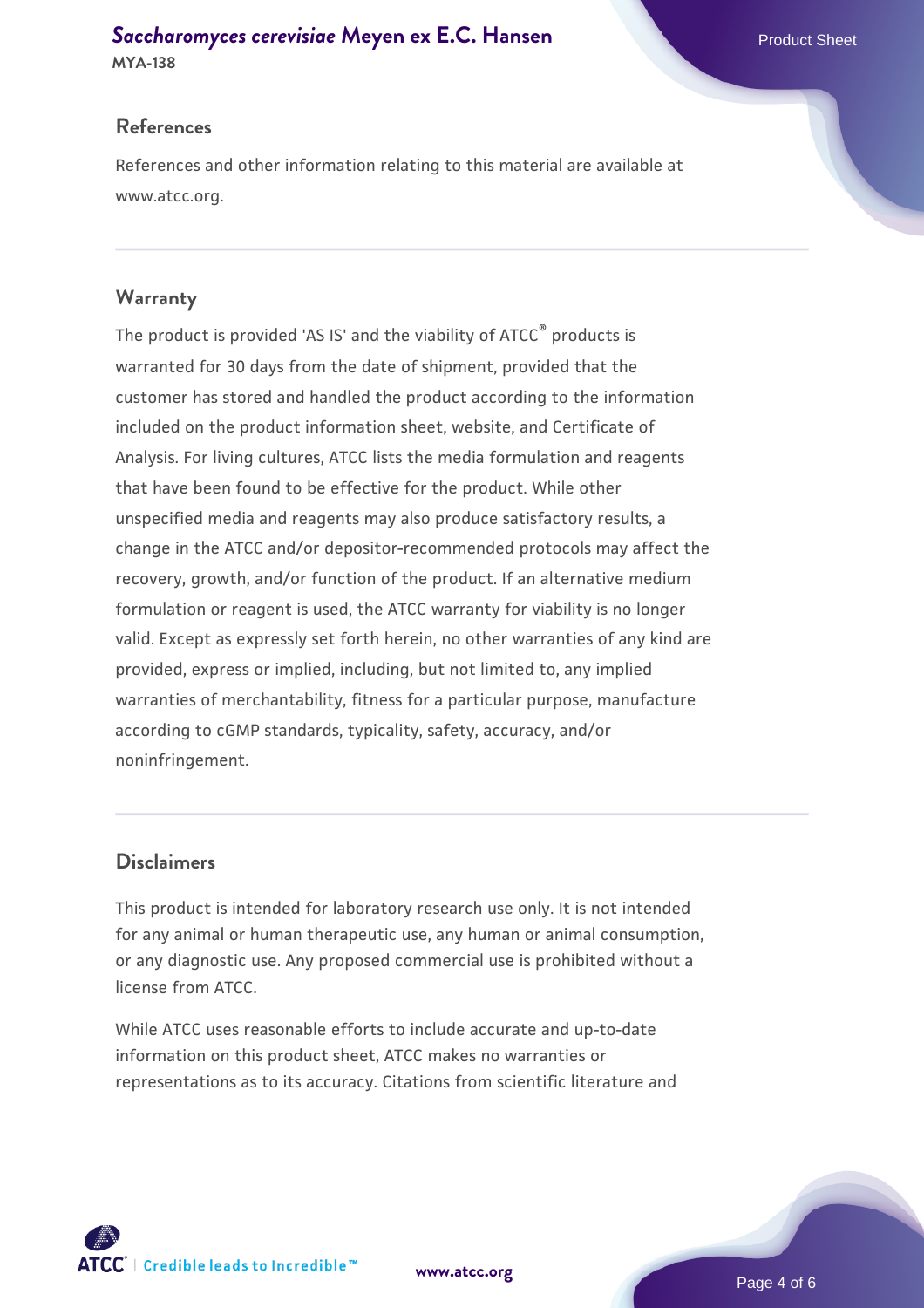## References

References and other information relating to this material are available at www.atcc.org.

## Warranty

The product is provided 'AS IS' and the viability of ATCC® products is warranted for 30 days from the date of shipment, provided that the customer has stored and handled the product according to the information included on the product information sheet, website, and Certificate of Analysis. For living cultures, ATCC lists the media formulation and reagents that have been found to be effective for the product. While other unspecified media and reagents may also produce satisfactory results, a change in the ATCC and/or depositor-recommended protocols may affect the recovery, growth, and/or function of the product. If an alternative medium formulation or reagent is used, the ATCC warranty for viability is no longer valid. Except as expressly set forth herein, no other warranties of any kind are provided, express or implied, including, but not limited to, any implied warranties of merchantability, fitness for a particular purpose, manufacture according to cGMP standards, typicality, safety, accuracy, and/or noninfringement.

## Disclaimers

This product is intended for laboratory research use only. It is not intended for any animal or human therapeutic use, any human or animal consumption, or any diagnostic use. Any proposed commercial use is prohibited without a license from ATCC.

While ATCC uses reasonable efforts to include accurate and up-to-date information on this product sheet, ATCC makes no warranties or representations as to its accuracy. Citations from scientific literature and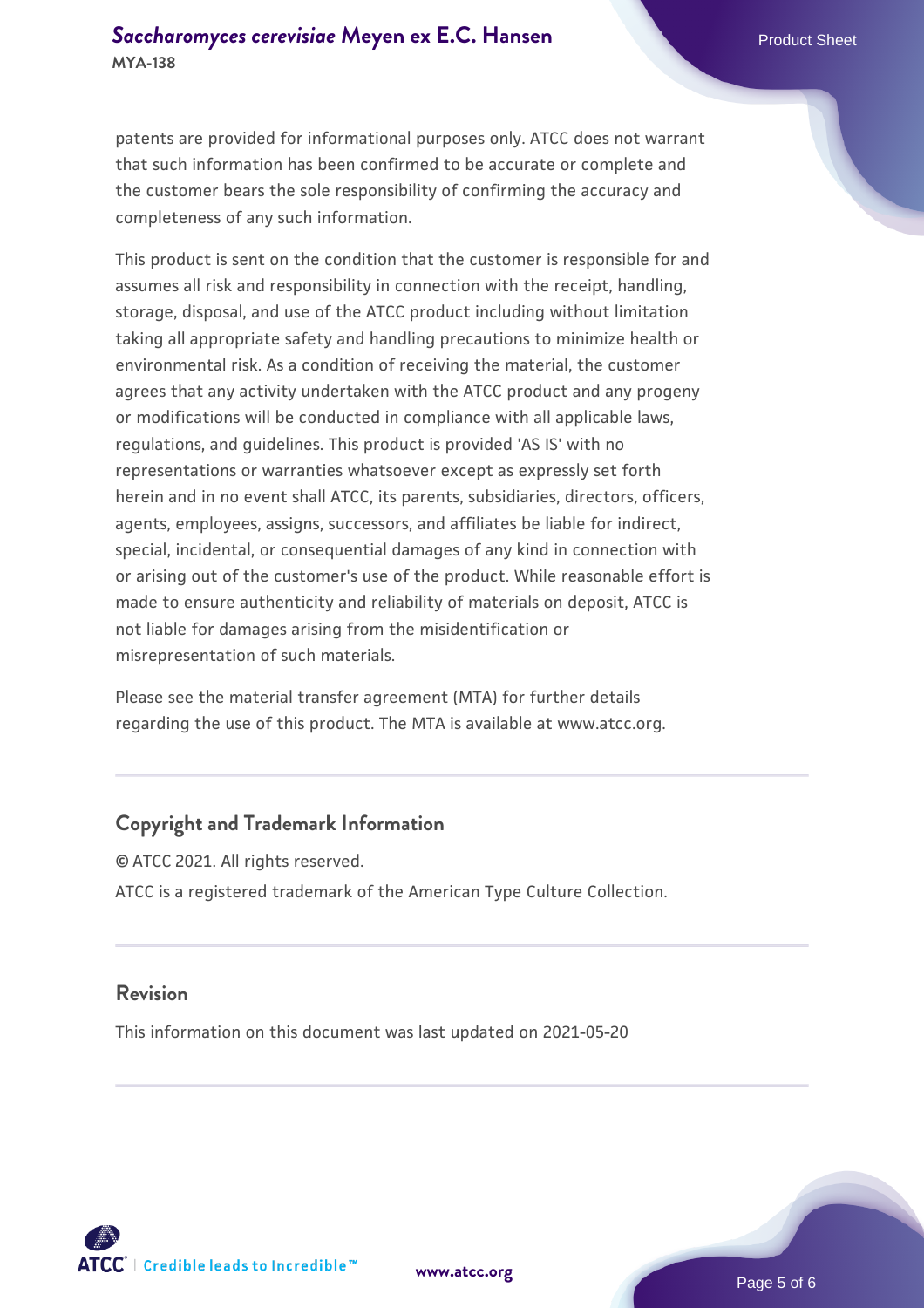patents are provided for informational purposes only. ATCC does not warrant that such information has been confirmed to be accurate or complete and the customer bears the sole responsibility of confirming the accuracy and completeness of any such information.

This product is sent on the condition that the customer is responsible for and assumes all risk and responsibility in connection with the receipt, handling, storage, disposal, and use of the ATCC product including without limitation taking all appropriate safety and handling precautions to minimize health or environmental risk. As a condition of receiving the material, the customer agrees that any activity undertaken with the ATCC product and any progeny or modifications will be conducted in compliance with all applicable laws, regulations, and guidelines. This product is provided 'AS IS' with no representations or warranties whatsoever except as expressly set forth herein and in no event shall ATCC, its parents, subsidiaries, directors, officers, agents, employees, assigns, successors, and affiliates be liable for indirect, special, incidental, or consequential damages of any kind in connection with or arising out of the customer's use of the product. While reasonable effort is made to ensure authenticity and reliability of materials on deposit, ATCC is not liable for damages arising from the misidentification or misrepresentation of such materials.

Please see the material transfer agreement (MTA) for further details regarding the use of this product. The MTA is available at www.atcc.org.

## Copyright and Trademark Information

© ATCC 2021. All rights reserved.

ATCC is a registered trademark of the American Type Culture Collection.

## Revision

This information on this document was last updated on 2021-05-20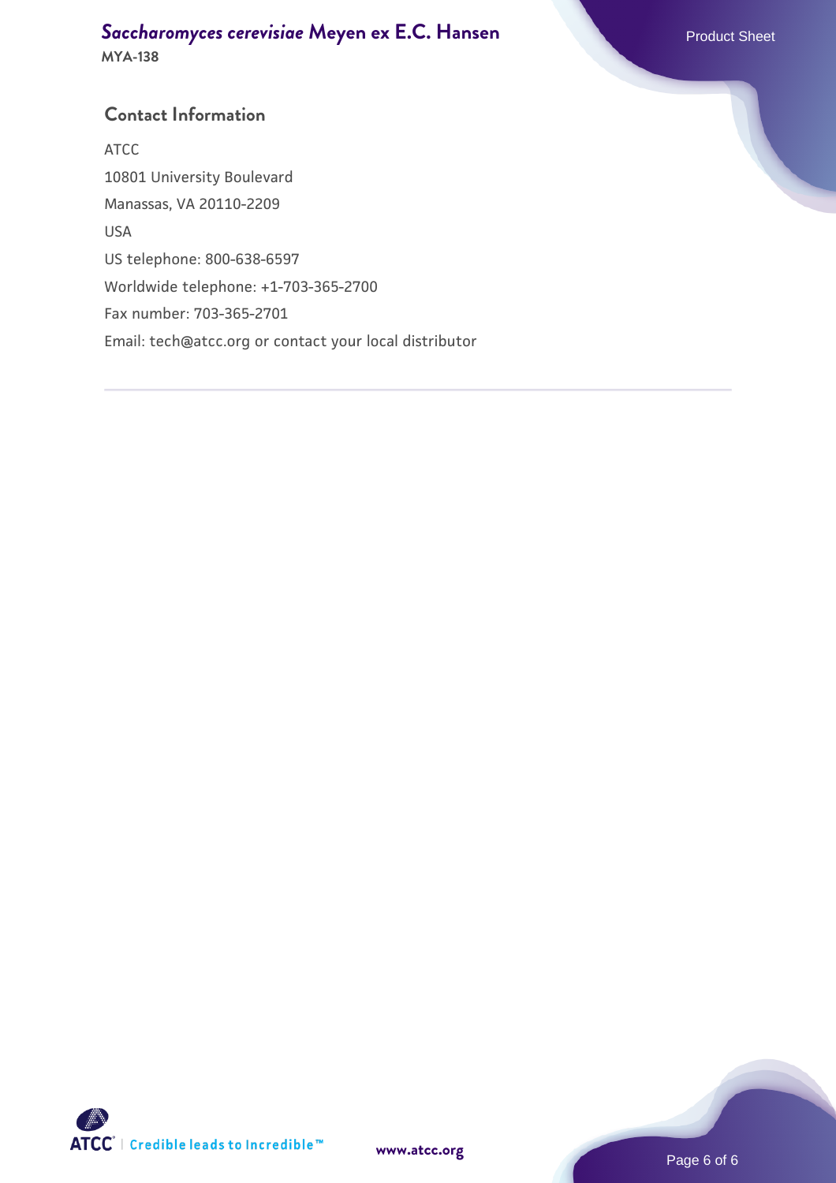## Contact Information

ATCC

10801 University Boulevard

Manassas, VA 20110-2209

USA

US telephone: 800-638-6597

Worldwide telephone: +1-703-365-2700

Fax number: 703-365-2701

Email: tech@atcc.org or contact your local distributor